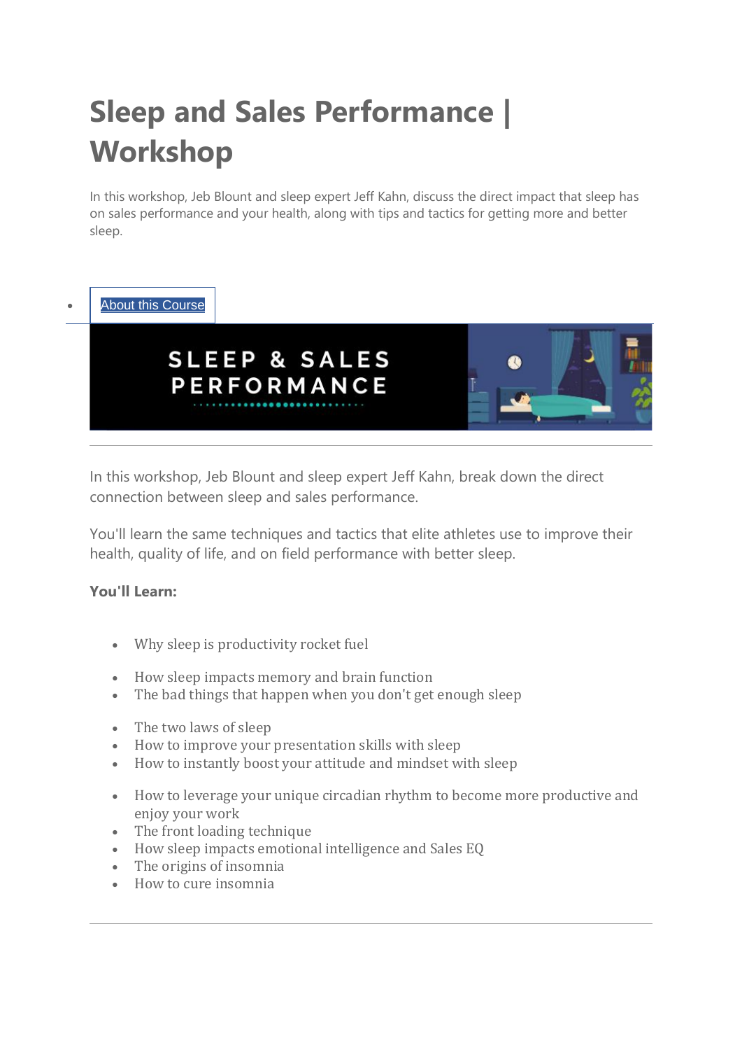# Sleep and Sales Performance | Workshop

In this workshop, Jeb Blount and sleep expert Jeff Kahn, discuss the direct impact that sleep has on sales performance and your health, along with tips and tactics for getting more and better sleep.

- About this Course

---

In this workshop, Jeb Blount and sleep expert Jeff Kahn, break down the direct connection between sleep and sales performance.

You'll learn the same techniques and tactics that elite athletes use to improve their health, quality of life, and on field performance with better sleep.

**You'll Learn:**

- Why sleep is productivity rocket fuel
- How sleep impacts memory and brain function
- The bad things that happen when you don't get enough sleep
- The two laws of sleep
- How to improve your presentation skills with sleep
- How to instantly boost your attitude and mindset with sleep
- How to leverage your unique circadian rhythm to become more productive and enjoy your work
- The front loading technique
- How sleep impacts emotional intelligence and Sales EQ
- The origins of insomnia
- How to cure insomnia

---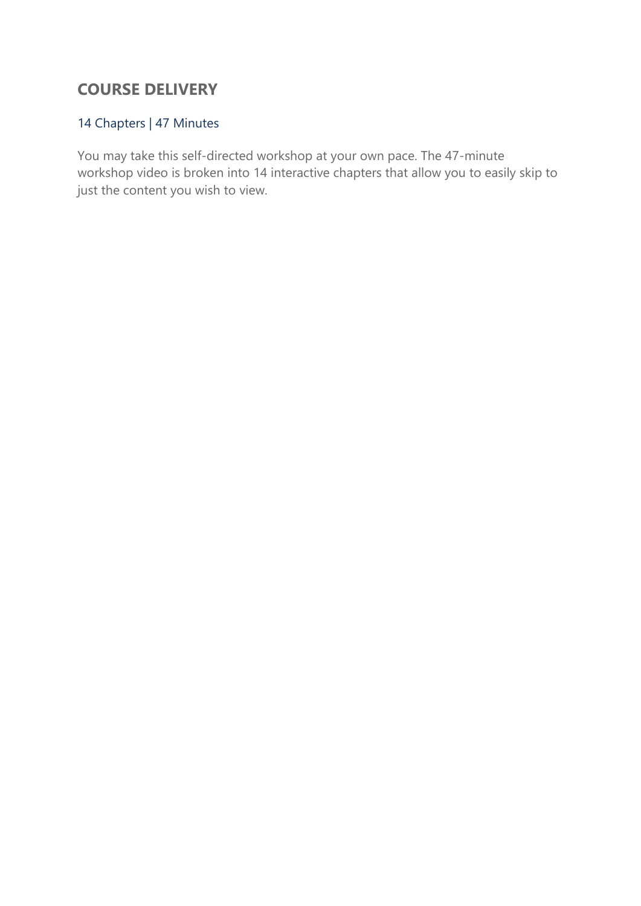## COURSE DELIVERY

14 Chapters | 47 Minutes

You may take this self-directed workshop at your own pace. The 47-minute workshop video is broken into 14 interactive chapters that allow you to easily skip to just the content you wish to view.